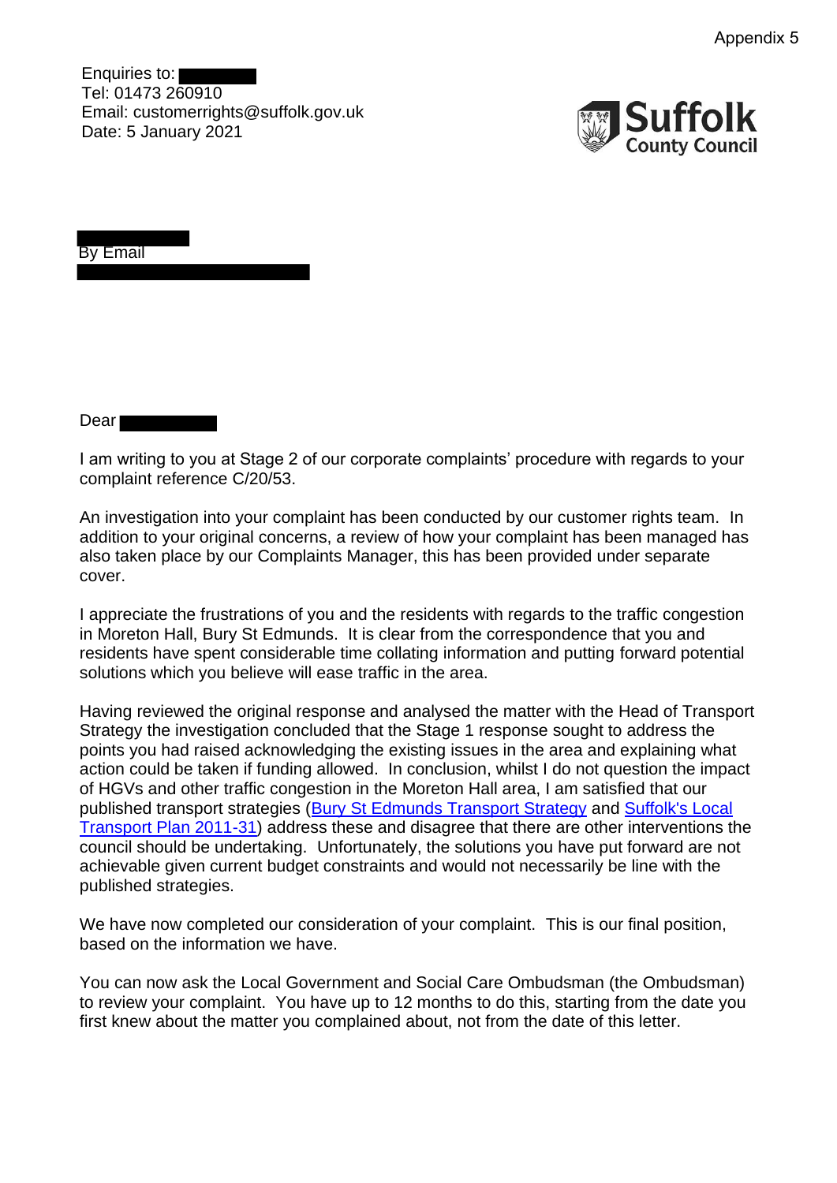Appendix 5

Enquiries to:
Tel: 01473 260910
Email: customerrights@suffolk.gov.uk
Date: 5 January 2021

Suffolk County Council

By Email

Dear

I am writing to you at Stage 2 of our corporate complaints' procedure with regards to your complaint reference C/20/53.

An investigation into your complaint has been conducted by our customer rights team. In addition to your original concerns, a review of how your complaint has been managed has also taken place by our Complaints Manager, this has been provided under separate cover.

I appreciate the frustrations of you and the residents with regards to the traffic congestion in Moreton Hall, Bury St Edmunds. It is clear from the correspondence that you and residents have spent considerable time collating information and putting forward potential solutions which you believe will ease traffic in the area.

Having reviewed the original response and analysed the matter with the Head of Transport Strategy the investigation concluded that the Stage 1 response sought to address the points you had raised acknowledging the existing issues in the area and explaining what action could be taken if funding allowed. In conclusion, whilst I do not question the impact of HGVs and other traffic congestion in the Moreton Hall area, I am satisfied that our published transport strategies (Bury St Edmunds Transport Strategy and Suffolk's Local Transport Plan 2011-31) address these and disagree that there are other interventions the council should be undertaking. Unfortunately, the solutions you have put forward are not achievable given current budget constraints and would not necessarily be line with the published strategies.

We have now completed our consideration of your complaint. This is our final position, based on the information we have.

You can now ask the Local Government and Social Care Ombudsman (the Ombudsman) to review your complaint. You have up to 12 months to do this, starting from the date you first knew about the matter you complained about, not from the date of this letter.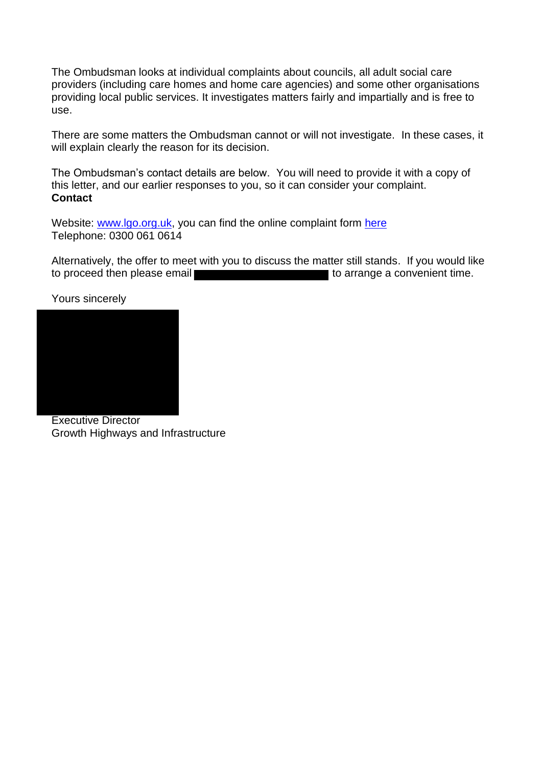The Ombudsman looks at individual complaints about councils, all adult social care providers (including care homes and home care agencies) and some other organisations providing local public services. It investigates matters fairly and impartially and is free to use.

There are some matters the Ombudsman cannot or will not investigate. In these cases, it will explain clearly the reason for its decision.

The Ombudsman's contact details are below. You will need to provide it with a copy of this letter, and our earlier responses to you, so it can consider your complaint.

**Contact**

Website: [www.lgo.org.uk](http://www.lgo.org.uk), you can find the online complaint form [here]()
Telephone: 0300 061 0614

Alternatively, the offer to meet with you to discuss the matter still stands. If you would like to proceed then please email [REDACTED] to arrange a convenient time.

Yours sincerely

[REDACTED]

Executive Director
Growth Highways and Infrastructure